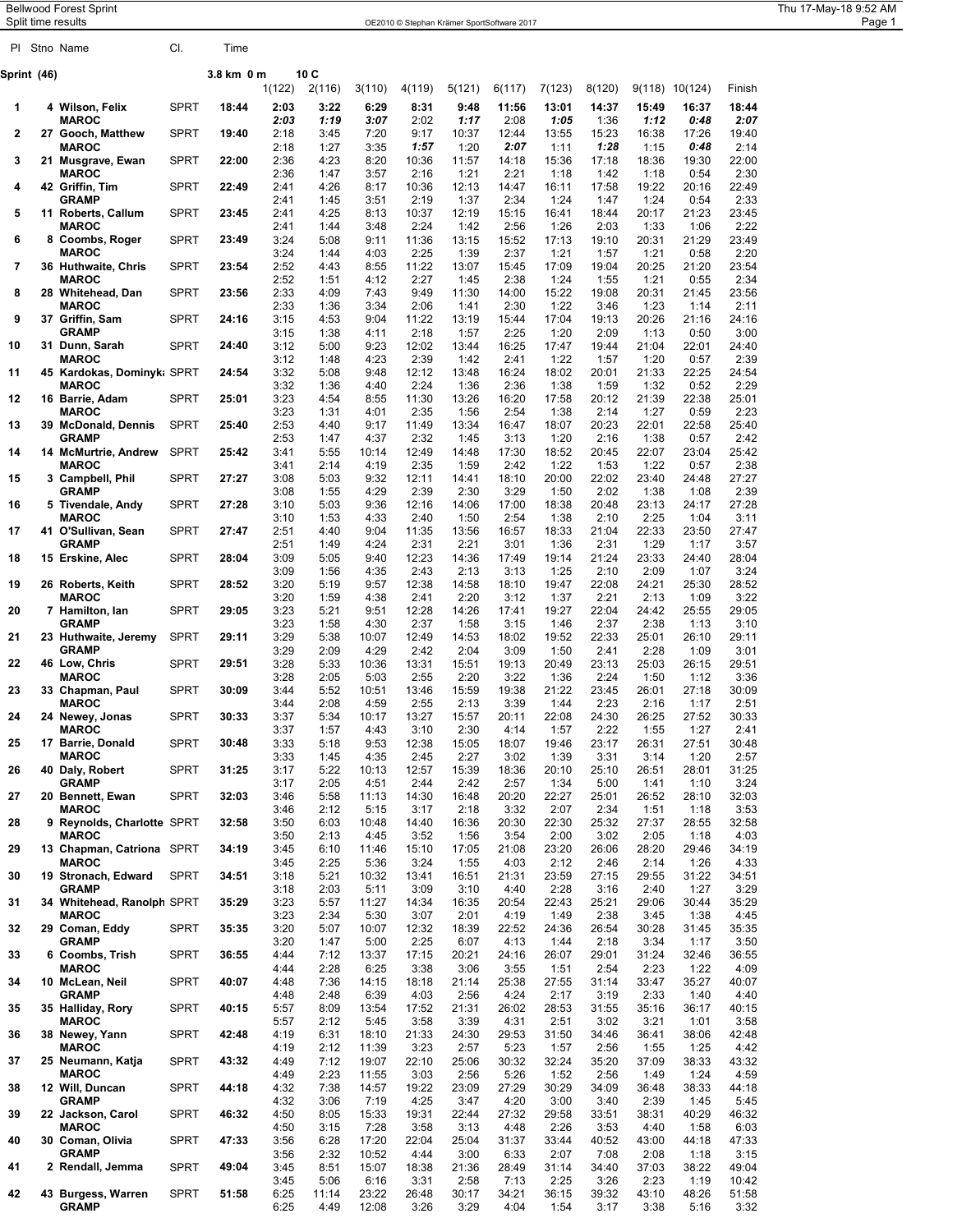Bellwood Forest Sprint

Split time results

| Pl | Stno | Name | Cl. | Time | 1(122) | 2(116) | 3(110) | 4(119) | 5(121) | 6(117) | 7(123) | 8(120) | 9(118) | 10(124) | Finish |
|---|---|---|---|---|---|---|---|---|---|---|---|---|---|---|---|
| **Sprint (46)** | | | | **3.8 km 0 m** | **10 C** | | | | | | | | | | |
| **1** | **4** | **Wilson, Felix** | SPRT | **18:44** | **2:03** | **3:22** | **6:29** | **8:31** | **9:48** | **11:56** | **13:01** | **14:37** | **15:49** | **16:37** | **18:44** |
| | | **MAROC** | | | ***2:03*** | ***1:19*** | ***3:07*** | 2:02 | ***1:17*** | 2:08 | ***1:05*** | 1:36 | ***1:12*** | ***0:48*** | ***2:07*** |
| **2** | **27** | **Gooch, Matthew** | SPRT | **19:40** | 2:18 | 3:45 | 7:20 | 9:17 | 10:37 | 12:44 | 13:55 | 15:23 | 16:38 | 17:26 | 19:40 |
| | | **MAROC** | | | 2:18 | 1:27 | 3:35 | ***1:57*** | 1:20 | ***2:07*** | 1:11 | ***1:28*** | 1:15 | ***0:48*** | 2:14 |
| **3** | **21** | **Musgrave, Ewan** | SPRT | **22:00** | 2:36 | 4:23 | 8:20 | 10:36 | 11:57 | 14:18 | 15:36 | 17:18 | 18:36 | 19:30 | 22:00 |
| | | **MAROC** | | | 2:36 | 1:47 | 3:57 | 2:16 | 1:21 | 2:21 | 1:18 | 1:42 | 1:18 | 0:54 | 2:30 |
| **4** | **42** | **Griffin, Tim** | SPRT | **22:49** | 2:41 | 4:26 | 8:17 | 10:36 | 12:13 | 14:47 | 16:11 | 17:58 | 19:22 | 20:16 | 22:49 |
| | | **GRAMP** | | | 2:41 | 1:45 | 3:51 | 2:19 | 1:37 | 2:34 | 1:24 | 1:47 | 1:24 | 0:54 | 2:33 |
| **5** | **11** | **Roberts, Callum** | SPRT | **23:45** | 2:41 | 4:25 | 8:13 | 10:37 | 12:19 | 15:15 | 16:41 | 18:44 | 20:17 | 21:23 | 23:45 |
| | | **MAROC** | | | 2:41 | 1:44 | 3:48 | 2:24 | 1:42 | 2:56 | 1:26 | 2:03 | 1:33 | 1:06 | 2:22 |
| **6** | **8** | **Coombs, Roger** | SPRT | **23:49** | 3:24 | 5:08 | 9:11 | 11:36 | 13:15 | 15:52 | 17:13 | 19:10 | 20:31 | 21:29 | 23:49 |
| | | **MAROC** | | | 3:24 | 1:44 | 4:03 | 2:25 | 1:39 | 2:37 | 1:21 | 1:57 | 1:21 | 0:58 | 2:20 |
| **7** | **36** | **Huthwaite, Chris** | SPRT | **23:54** | 2:52 | 4:43 | 8:55 | 11:22 | 13:07 | 15:45 | 17:09 | 19:04 | 20:25 | 21:20 | 23:54 |
| | | **MAROC** | | | 2:52 | 1:51 | 4:12 | 2:27 | 1:45 | 2:38 | 1:24 | 1:55 | 1:21 | 0:55 | 2:34 |
| **8** | **28** | **Whitehead, Dan** | SPRT | **23:56** | 2:33 | 4:09 | 7:43 | 9:49 | 11:30 | 14:00 | 15:22 | 19:08 | 20:31 | 21:45 | 23:56 |
| | | **MAROC** | | | 2:33 | 1:36 | 3:34 | 2:06 | 1:41 | 2:30 | 1:22 | 3:46 | 1:23 | 1:14 | 2:11 |
| **9** | **37** | **Griffin, Sam** | SPRT | **24:16** | 3:15 | 4:53 | 9:04 | 11:22 | 13:19 | 15:44 | 17:04 | 19:13 | 20:26 | 21:16 | 24:16 |
| | | **GRAMP** | | | 3:15 | 1:38 | 4:11 | 2:18 | 1:57 | 2:25 | 1:20 | 2:09 | 1:13 | 0:50 | 3:00 |
| **10** | **31** | **Dunn, Sarah** | SPRT | **24:40** | 3:12 | 5:00 | 9:23 | 12:02 | 13:44 | 16:25 | 17:47 | 19:44 | 21:04 | 22:01 | 24:40 |
| | | **MAROC** | | | 3:12 | 1:48 | 4:23 | 2:39 | 1:42 | 2:41 | 1:22 | 1:57 | 1:20 | 0:57 | 2:39 |
| **11** | **45** | **Kardokas, Dominyk** | SPRT | **24:54** | 3:32 | 5:08 | 9:48 | 12:12 | 13:48 | 16:24 | 18:02 | 20:01 | 21:33 | 22:25 | 24:54 |
| | | **MAROC** | | | 3:32 | 1:36 | 4:40 | 2:24 | 1:36 | 2:36 | 1:38 | 1:59 | 1:32 | 0:52 | 2:29 |
| **12** | **16** | **Barrie, Adam** | SPRT | **25:01** | 3:23 | 4:54 | 8:55 | 11:30 | 13:26 | 16:20 | 17:58 | 20:12 | 21:39 | 22:38 | 25:01 |
| | | **MAROC** | | | 3:23 | 1:31 | 4:01 | 2:35 | 1:56 | 2:54 | 1:38 | 2:14 | 1:27 | 0:59 | 2:23 |
| **13** | **39** | **McDonald, Dennis** | SPRT | **25:40** | 2:53 | 4:40 | 9:17 | 11:49 | 13:34 | 16:47 | 18:07 | 20:23 | 22:01 | 22:58 | 25:40 |
| | | **GRAMP** | | | 2:53 | 1:47 | 4:37 | 2:32 | 1:45 | 3:13 | 1:20 | 2:16 | 1:38 | 0:57 | 2:42 |
| **14** | **14** | **McMurtrie, Andrew** | SPRT | **25:42** | 3:41 | 5:55 | 10:14 | 12:49 | 14:48 | 17:30 | 18:52 | 20:45 | 22:07 | 23:04 | 25:42 |
| | | **MAROC** | | | 3:41 | 2:14 | 4:19 | 2:35 | 1:59 | 2:42 | 1:22 | 1:53 | 1:22 | 0:57 | 2:38 |
| **15** | **3** | **Campbell, Phil** | SPRT | **27:27** | 3:08 | 5:03 | 9:32 | 12:11 | 14:41 | 18:10 | 20:00 | 22:02 | 23:40 | 24:48 | 27:27 |
| | | **GRAMP** | | | 3:08 | 1:55 | 4:29 | 2:39 | 2:30 | 3:29 | 1:50 | 2:02 | 1:38 | 1:08 | 2:39 |
| **16** | **5** | **Tivendale, Andy** | SPRT | **27:28** | 3:10 | 5:03 | 9:36 | 12:16 | 14:06 | 17:00 | 18:38 | 20:48 | 23:13 | 24:17 | 27:28 |
| | | **MAROC** | | | 3:10 | 1:53 | 4:33 | 2:40 | 1:50 | 2:54 | 1:38 | 2:10 | 2:25 | 1:04 | 3:11 |
| **17** | **41** | **O'Sullivan, Sean** | SPRT | **27:47** | 2:51 | 4:40 | 9:04 | 11:35 | 13:56 | 16:57 | 18:33 | 21:04 | 22:33 | 23:50 | 27:47 |
| | | **GRAMP** | | | 2:51 | 1:49 | 4:24 | 2:31 | 2:21 | 3:01 | 1:36 | 2:31 | 1:29 | 1:17 | 3:57 |
| **18** | **15** | **Erskine, Alec** | SPRT | **28:04** | 3:09 | 5:05 | 9:40 | 12:23 | 14:36 | 17:49 | 19:14 | 21:24 | 23:33 | 24:40 | 28:04 |
| | | | | | 3:09 | 1:56 | 4:35 | 2:43 | 2:13 | 3:13 | 1:25 | 2:10 | 2:09 | 1:07 | 3:24 |
| **19** | **26** | **Roberts, Keith** | SPRT | **28:52** | 3:20 | 5:19 | 9:57 | 12:38 | 14:58 | 18:10 | 19:47 | 22:08 | 24:21 | 25:30 | 28:52 |
| | | **MAROC** | | | 3:20 | 1:59 | 4:38 | 2:41 | 2:20 | 3:12 | 1:37 | 2:21 | 2:13 | 1:09 | 3:22 |
| **20** | **7** | **Hamilton, Ian** | SPRT | **29:05** | 3:23 | 5:21 | 9:51 | 12:28 | 14:26 | 17:41 | 19:27 | 22:04 | 24:42 | 25:55 | 29:05 |
| | | **GRAMP** | | | 3:23 | 1:58 | 4:30 | 2:37 | 1:58 | 3:15 | 1:46 | 2:37 | 2:38 | 1:13 | 3:10 |
| **21** | **23** | **Huthwaite, Jeremy** | SPRT | **29:11** | 3:29 | 5:38 | 10:07 | 12:49 | 14:53 | 18:02 | 19:52 | 22:33 | 25:01 | 26:10 | 29:11 |
| | | **GRAMP** | | | 3:29 | 2:09 | 4:29 | 2:42 | 2:04 | 3:09 | 1:50 | 2:41 | 2:28 | 1:09 | 3:01 |
| **22** | **46** | **Low, Chris** | SPRT | **29:51** | 3:28 | 5:33 | 10:36 | 13:31 | 15:51 | 19:13 | 20:49 | 23:13 | 25:03 | 26:15 | 29:51 |
| | | **MAROC** | | | 3:28 | 2:05 | 5:03 | 2:55 | 2:20 | 3:22 | 1:36 | 2:24 | 1:50 | 1:12 | 3:36 |
| **23** | **33** | **Chapman, Paul** | SPRT | **30:09** | 3:44 | 5:52 | 10:51 | 13:46 | 15:59 | 19:38 | 21:22 | 23:45 | 26:01 | 27:18 | 30:09 |
| | | **MAROC** | | | 3:44 | 2:08 | 4:59 | 2:55 | 2:13 | 3:39 | 1:44 | 2:23 | 2:16 | 1:17 | 2:51 |
| **24** | **24** | **Newey, Jonas** | SPRT | **30:33** | 3:37 | 5:34 | 10:17 | 13:27 | 15:57 | 20:11 | 22:08 | 24:30 | 26:25 | 27:52 | 30:33 |
| | | **MAROC** | | | 3:37 | 1:57 | 4:43 | 3:10 | 2:30 | 4:14 | 1:57 | 2:22 | 1:55 | 1:27 | 2:41 |
| **25** | **17** | **Barrie, Donald** | SPRT | **30:48** | 3:33 | 5:18 | 9:53 | 12:38 | 15:05 | 18:07 | 19:46 | 23:17 | 26:31 | 27:51 | 30:48 |
| | | **MAROC** | | | 3:33 | 1:45 | 4:35 | 2:45 | 2:27 | 3:02 | 1:39 | 3:31 | 3:14 | 1:20 | 2:57 |
| **26** | **40** | **Daly, Robert** | SPRT | **31:25** | 3:17 | 5:22 | 10:13 | 12:57 | 15:39 | 18:36 | 20:10 | 25:10 | 26:51 | 28:01 | 31:25 |
| | | **GRAMP** | | | 3:17 | 2:05 | 4:51 | 2:44 | 2:42 | 2:57 | 1:34 | 5:00 | 1:41 | 1:10 | 3:24 |
| **27** | **20** | **Bennett, Ewan** | SPRT | **32:03** | 3:46 | 5:58 | 11:13 | 14:30 | 16:48 | 20:20 | 22:27 | 25:01 | 26:52 | 28:10 | 32:03 |
| | | **MAROC** | | | 3:46 | 2:12 | 5:15 | 3:17 | 2:18 | 3:32 | 2:07 | 2:34 | 1:51 | 1:18 | 3:53 |
| **28** | **9** | **Reynolds, Charlotte** | SPRT | **32:58** | 3:50 | 6:03 | 10:48 | 14:40 | 16:36 | 20:30 | 22:30 | 25:32 | 27:37 | 28:55 | 32:58 |
| | | **MAROC** | | | 3:50 | 2:13 | 4:45 | 3:52 | 1:56 | 3:54 | 2:00 | 3:02 | 2:05 | 1:18 | 4:03 |
| **29** | **13** | **Chapman, Catriona** | SPRT | **34:19** | 3:45 | 6:10 | 11:46 | 15:10 | 17:05 | 21:08 | 23:20 | 26:06 | 28:20 | 29:46 | 34:19 |
| | | **MAROC** | | | 3:45 | 2:25 | 5:36 | 3:24 | 1:55 | 4:03 | 2:12 | 2:46 | 2:14 | 1:26 | 4:33 |
| **30** | **19** | **Stronach, Edward** | SPRT | **34:51** | 3:18 | 5:21 | 10:32 | 13:41 | 16:51 | 21:31 | 23:59 | 27:15 | 29:55 | 31:22 | 34:51 |
| | | **GRAMP** | | | 3:18 | 2:03 | 5:11 | 3:09 | 3:10 | 4:40 | 2:28 | 3:16 | 2:40 | 1:27 | 3:29 |
| **31** | **34** | **Whitehead, Ranolph** | SPRT | **35:29** | 3:23 | 5:57 | 11:27 | 14:34 | 16:35 | 20:54 | 22:43 | 25:21 | 29:06 | 30:44 | 35:29 |
| | | **MAROC** | | | 3:23 | 2:34 | 5:30 | 3:07 | 2:01 | 4:19 | 1:49 | 2:38 | 3:45 | 1:38 | 4:45 |
| **32** | **29** | **Coman, Eddy** | SPRT | **35:35** | 3:20 | 5:07 | 10:07 | 12:32 | 18:39 | 22:52 | 24:36 | 26:54 | 30:28 | 31:45 | 35:35 |
| | | **GRAMP** | | | 3:20 | 1:47 | 5:00 | 2:25 | 6:07 | 4:13 | 1:44 | 2:18 | 3:34 | 1:17 | 3:50 |
| **33** | **6** | **Coombs, Trish** | SPRT | **36:55** | 4:44 | 7:12 | 13:37 | 17:15 | 20:21 | 24:16 | 26:07 | 29:01 | 31:24 | 32:46 | 36:55 |
| | | **MAROC** | | | 4:44 | 2:28 | 6:25 | 3:38 | 3:06 | 3:55 | 1:51 | 2:54 | 2:23 | 1:22 | 4:09 |
| **34** | **10** | **McLean, Neil** | SPRT | **40:07** | 4:48 | 7:36 | 14:15 | 18:18 | 21:14 | 25:38 | 27:55 | 31:14 | 33:47 | 35:27 | 40:07 |
| | | **GRAMP** | | | 4:48 | 2:48 | 6:39 | 4:03 | 2:56 | 4:24 | 2:17 | 3:19 | 2:33 | 1:40 | 4:40 |
| **35** | **35** | **Halliday, Rory** | SPRT | **40:15** | 5:57 | 8:09 | 13:54 | 17:52 | 21:31 | 26:02 | 28:53 | 31:55 | 35:16 | 36:17 | 40:15 |
| | | **MAROC** | | | 5:57 | 2:12 | 5:45 | 3:58 | 3:39 | 4:31 | 2:51 | 3:02 | 3:21 | 1:01 | 3:58 |
| **36** | **38** | **Newey, Yann** | SPRT | **42:48** | 4:19 | 6:31 | 18:10 | 21:33 | 24:30 | 29:53 | 31:50 | 34:46 | 36:41 | 38:06 | 42:48 |
| | | **MAROC** | | | 4:19 | 2:12 | 11:39 | 3:23 | 2:57 | 5:23 | 1:57 | 2:56 | 1:55 | 1:25 | 4:42 |
| **37** | **25** | **Neumann, Katja** | SPRT | **43:32** | 4:49 | 7:12 | 19:07 | 22:10 | 25:06 | 30:32 | 32:24 | 35:20 | 37:09 | 38:33 | 43:32 |
| | | **MAROC** | | | 4:49 | 2:23 | 11:55 | 3:03 | 2:56 | 5:26 | 1:52 | 2:56 | 1:49 | 1:24 | 4:59 |
| **38** | **12** | **Will, Duncan** | SPRT | **44:18** | 4:32 | 7:38 | 14:57 | 19:22 | 23:09 | 27:29 | 30:29 | 34:09 | 36:48 | 38:33 | 44:18 |
| | | **GRAMP** | | | 4:32 | 3:06 | 7:19 | 4:25 | 3:47 | 4:20 | 3:00 | 3:40 | 2:39 | 1:45 | 5:45 |
| **39** | **22** | **Jackson, Carol** | SPRT | **46:32** | 4:50 | 8:05 | 15:33 | 19:31 | 22:44 | 27:32 | 29:58 | 33:51 | 38:31 | 40:29 | 46:32 |
| | | **MAROC** | | | 4:50 | 3:15 | 7:28 | 3:58 | 3:13 | 4:48 | 2:26 | 3:53 | 4:40 | 1:58 | 6:03 |
| **40** | **30** | **Coman, Olivia** | SPRT | **47:33** | 3:56 | 6:28 | 17:20 | 22:04 | 25:04 | 31:37 | 33:44 | 40:52 | 43:00 | 44:18 | 47:33 |
| | | **GRAMP** | | | 3:56 | 2:32 | 10:52 | 4:44 | 3:00 | 6:33 | 2:07 | 7:08 | 2:08 | 1:18 | 3:15 |
| **41** | **2** | **Rendall, Jemma** | SPRT | **49:04** | 3:45 | 8:51 | 15:07 | 18:38 | 21:36 | 28:49 | 31:14 | 34:40 | 37:03 | 38:22 | 49:04 |
| | | | | | 3:45 | 5:06 | 6:16 | 3:31 | 2:58 | 7:13 | 2:25 | 3:26 | 2:23 | 1:19 | 10:42 |
| **42** | **43** | **Burgess, Warren** | SPRT | **51:58** | 6:25 | 11:14 | 23:22 | 26:48 | 30:17 | 34:21 | 36:15 | 39:32 | 43:10 | 48:26 | 51:58 |
| | | **GRAMP** | | | 6:25 | 4:49 | 12:08 | 3:26 | 3:29 | 4:04 | 1:54 | 3:17 | 3:38 | 5:16 | 3:32 |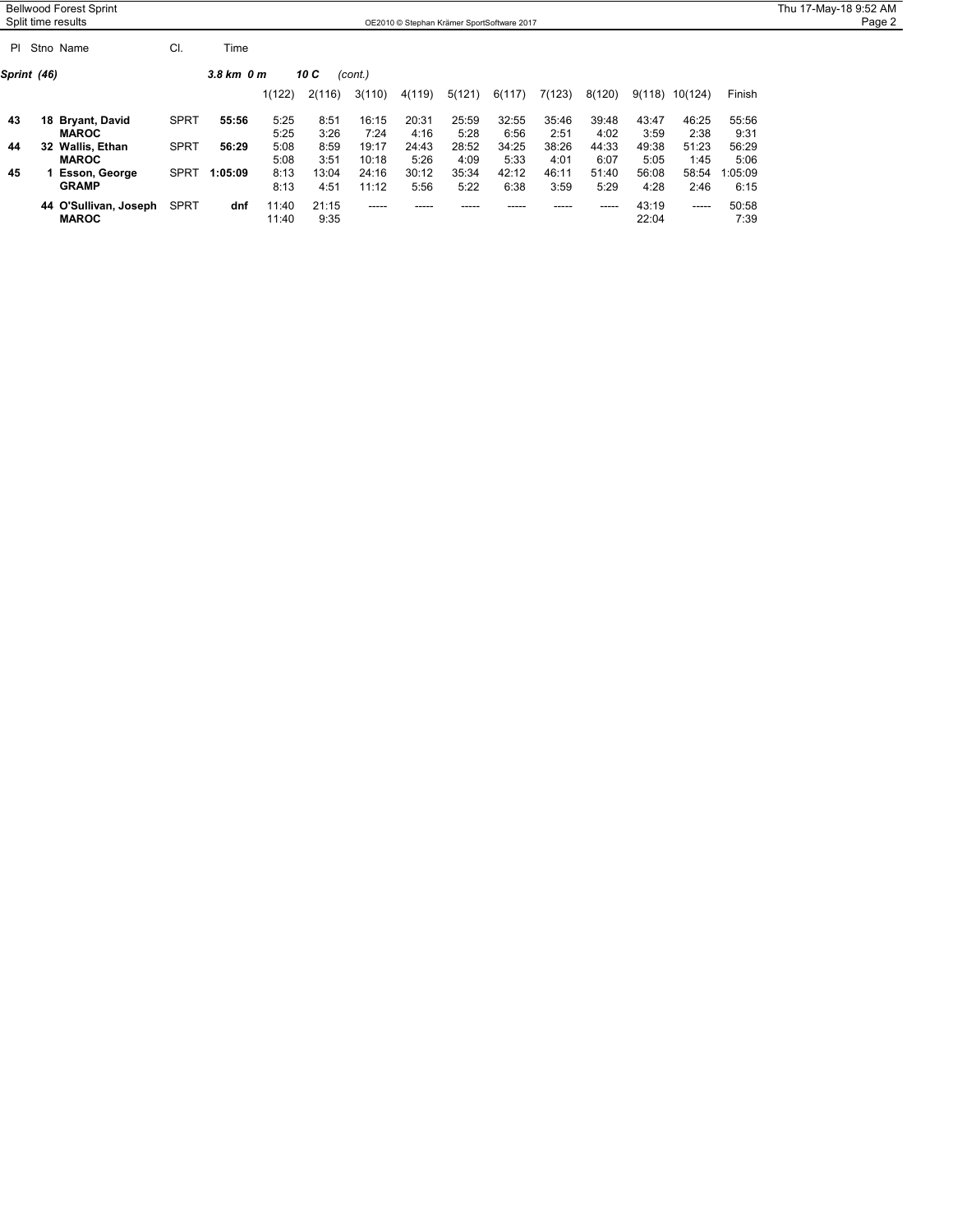Pl Stno Name Cl. Time

*Sprint (46)* *3.8 km 0 m* *10 C* *(cont.)*

| Pl | Stno | Name | Cl. | Time | 1(122) | 2(116) | 3(110) | 4(119) | 5(121) | 6(117) | 7(123) | 8(120) | 9(118) | 10(124) | Finish |
|---|---|---|---|---|---|---|---|---|---|---|---|---|---|---|---|
| **43** | **18** | **Bryant, David** | SPRT | **55:56** | 5:25 | 8:51 | 16:15 | 20:31 | 25:59 | 32:55 | 35:46 | 39:48 | 43:47 | 46:25 | 55:56 |
| | | **MAROC** | | | 5:25 | 3:26 | 7:24 | 4:16 | 5:28 | 6:56 | 2:51 | 4:02 | 3:59 | 2:38 | 9:31 |
| **44** | **32** | **Wallis, Ethan** | SPRT | **56:29** | 5:08 | 8:59 | 19:17 | 24:43 | 28:52 | 34:25 | 38:26 | 44:33 | 49:38 | 51:23 | 56:29 |
| | | **MAROC** | | | 5:08 | 3:51 | 10:18 | 5:26 | 4:09 | 5:33 | 4:01 | 6:07 | 5:05 | 1:45 | 5:06 |
| **45** | **1** | **Esson, George** | SPRT | **1:05:09** | 8:13 | 13:04 | 24:16 | 30:12 | 35:34 | 42:12 | 46:11 | 51:40 | 56:08 | 58:54 | 1:05:09 |
| | | **GRAMP** | | | 8:13 | 4:51 | 11:12 | 5:56 | 5:22 | 6:38 | 3:59 | 5:29 | 4:28 | 2:46 | 6:15 |
| | **44** | **O'Sullivan, Joseph** | SPRT | **dnf** | 11:40 | 21:15 | ----- | ----- | ----- | ----- | ----- | ----- | 43:19 | ----- | 50:58 |
| | | **MAROC** | | | 11:40 | 9:35 | | | | | | | 22:04 | | 7:39 |